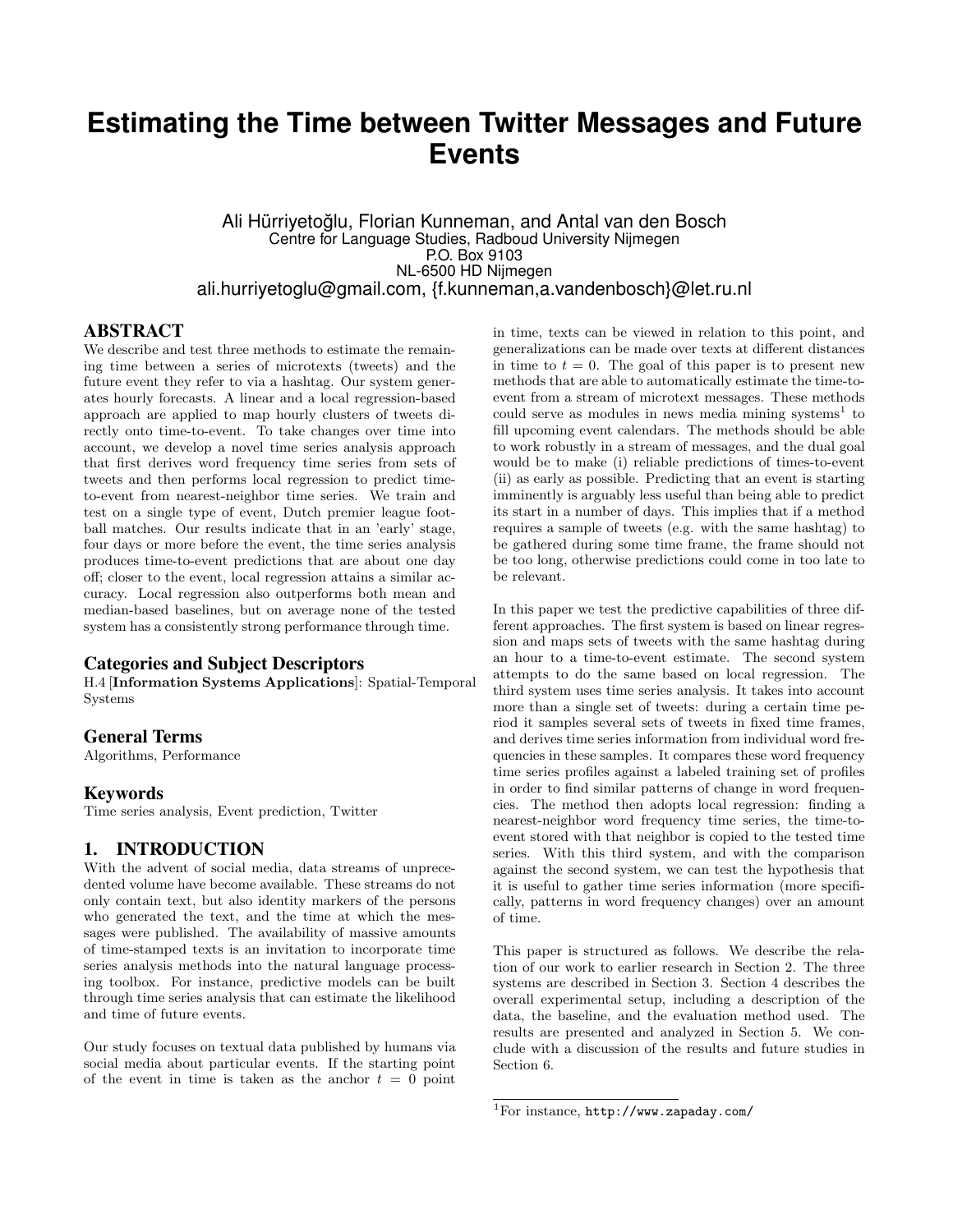# Estimating the Time between Twitter Messages and Future Events

Ali Hürriyetoğlu, Florian Kunneman, and Antal van den Bosch
Centre for Language Studies, Radboud University Nijmegen
P.O. Box 9103
NL-6500 HD Nijmegen
ali.hurriyetoglu@gmail.com, {f.kunneman,a.vandenbosch}@let.ru.nl

## ABSTRACT

We describe and test three methods to estimate the remaining time between a series of microtexts (tweets) and the future event they refer to via a hashtag. Our system generates hourly forecasts. A linear and a local regression-based approach are applied to map hourly clusters of tweets directly onto time-to-event. To take changes over time into account, we develop a novel time series analysis approach that first derives word frequency time series from sets of tweets and then performs local regression to predict time-to-event from nearest-neighbor time series. We train and test on a single type of event, Dutch premier league football matches. Our results indicate that in an 'early' stage, four days or more before the event, the time series analysis produces time-to-event predictions that are about one day off; closer to the event, local regression attains a similar accuracy. Local regression also outperforms both mean and median-based baselines, but on average none of the tested system has a consistently strong performance through time.

### Categories and Subject Descriptors

H.4 [**Information Systems Applications**]: Spatial-Temporal Systems

### General Terms

Algorithms, Performance

### Keywords

Time series analysis, Event prediction, Twitter

## 1. INTRODUCTION

With the advent of social media, data streams of unprecedented volume have become available. These streams do not only contain text, but also identity markers of the persons who generated the text, and the time at which the messages were published. The availability of massive amounts of time-stamped texts is an invitation to incorporate time series analysis methods into the natural language processing toolbox. For instance, predictive models can be built through time series analysis that can estimate the likelihood and time of future events.

Our study focuses on textual data published by humans via social media about particular events. If the starting point of the event in time is taken as the anchor $t = 0$ point in time, texts can be viewed in relation to this point, and generalizations can be made over texts at different distances in time to $t = 0$. The goal of this paper is to present new methods that are able to automatically estimate the time-to-event from a stream of microtext messages. These methods could serve as modules in news media mining systems[1] to fill upcoming event calendars. The methods should be able to work robustly in a stream of messages, and the dual goal would be to make (i) reliable predictions of times-to-event (ii) as early as possible. Predicting that an event is starting imminently is arguably less useful than being able to predict its start in a number of days. This implies that if a method requires a sample of tweets (e.g. with the same hashtag) to be gathered during some time frame, the frame should not be too long, otherwise predictions could come in too late to be relevant.

In this paper we test the predictive capabilities of three different approaches. The first system is based on linear regression and maps sets of tweets with the same hashtag during an hour to a time-to-event estimate. The second system attempts to do the same based on local regression. The third system uses time series analysis. It takes into account more than a single set of tweets: during a certain time period it samples several sets of tweets in fixed time frames, and derives time series information from individual word frequencies in these samples. It compares these word frequency time series profiles against a labeled training set of profiles in order to find similar patterns of change in word frequencies. The method then adopts local regression: finding a nearest-neighbor word frequency time series, the time-to-event stored with that neighbor is copied to the tested time series. With this third system, and with the comparison against the second system, we can test the hypothesis that it is useful to gather time series information (more specifically, patterns in word frequency changes) over an amount of time.

This paper is structured as follows. We describe the relation of our work to earlier research in Section 2. The three systems are described in Section 3. Section 4 describes the overall experimental setup, including a description of the data, the baseline, and the evaluation method used. The results are presented and analyzed in Section 5. We conclude with a discussion of the results and future studies in Section 6.

[1] For instance, http://www.zapaday.com/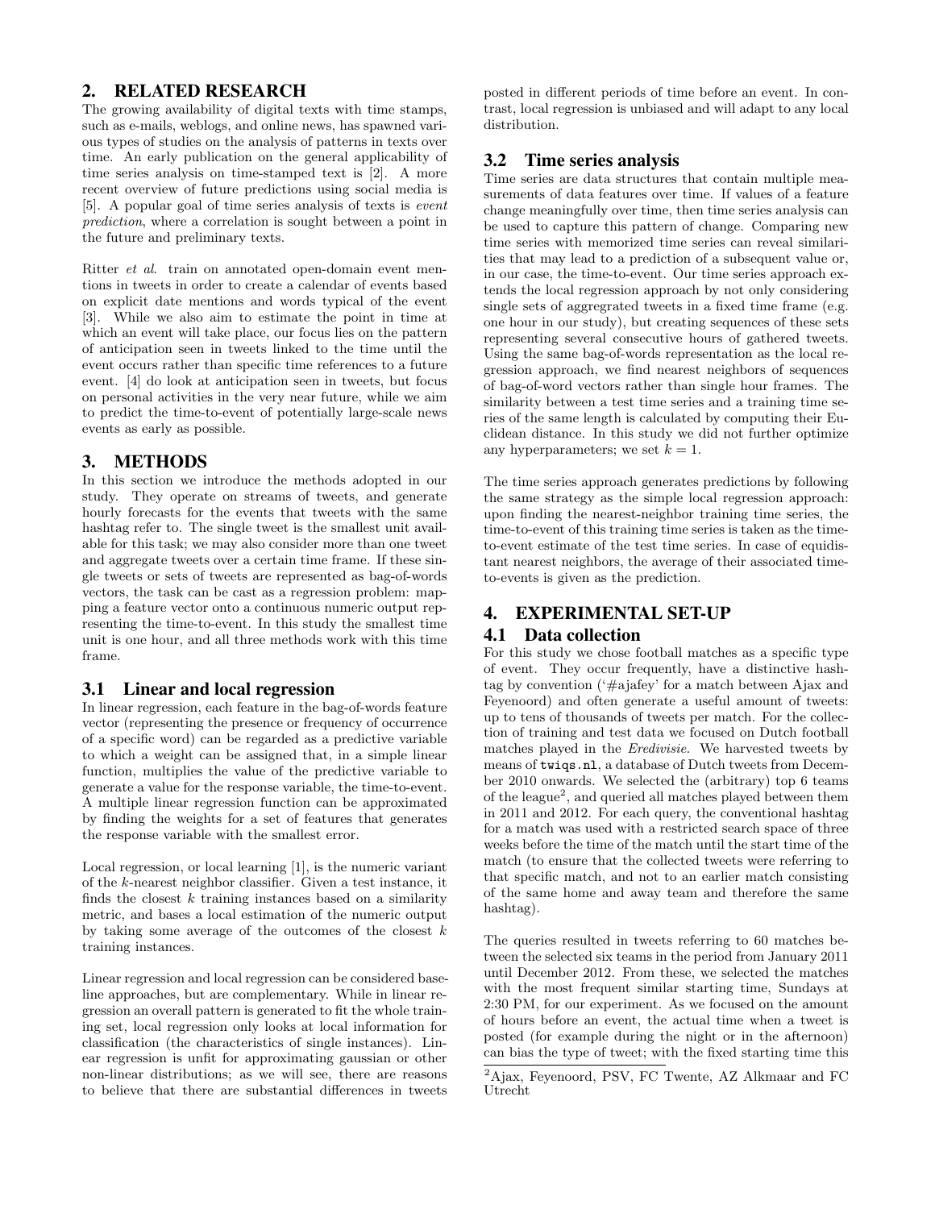## 2. RELATED RESEARCH

The growing availability of digital texts with time stamps, such as e-mails, weblogs, and online news, has spawned various types of studies on the analysis of patterns in texts over time. An early publication on the general applicability of time series analysis on time-stamped text is [2]. A more recent overview of future predictions using social media is [5]. A popular goal of time series analysis of texts is *event prediction*, where a correlation is sought between a point in the future and preliminary texts.

Ritter *et al.* train on annotated open-domain event mentions in tweets in order to create a calendar of events based on explicit date mentions and words typical of the event [3]. While we also aim to estimate the point in time at which an event will take place, our focus lies on the pattern of anticipation seen in tweets linked to the time until the event occurs rather than specific time references to a future event. [4] do look at anticipation seen in tweets, but focus on personal activities in the very near future, while we aim to predict the time-to-event of potentially large-scale news events as early as possible.

## 3. METHODS

In this section we introduce the methods adopted in our study. They operate on streams of tweets, and generate hourly forecasts for the events that tweets with the same hashtag refer to. The single tweet is the smallest unit available for this task; we may also consider more than one tweet and aggregate tweets over a certain time frame. If these single tweets or sets of tweets are represented as bag-of-words vectors, the task can be cast as a regression problem: mapping a feature vector onto a continuous numeric output representing the time-to-event. In this study the smallest time unit is one hour, and all three methods work with this time frame.

### 3.1 Linear and local regression

In linear regression, each feature in the bag-of-words feature vector (representing the presence or frequency of occurrence of a specific word) can be regarded as a predictive variable to which a weight can be assigned that, in a simple linear function, multiplies the value of the predictive variable to generate a value for the response variable, the time-to-event. A multiple linear regression function can be approximated by finding the weights for a set of features that generates the response variable with the smallest error.

Local regression, or local learning [1], is the numeric variant of the $k$-nearest neighbor classifier. Given a test instance, it finds the closest $k$ training instances based on a similarity metric, and bases a local estimation of the numeric output by taking some average of the outcomes of the closest $k$ training instances.

Linear regression and local regression can be considered baseline approaches, but are complementary. While in linear regression an overall pattern is generated to fit the whole training set, local regression only looks at local information for classification (the characteristics of single instances). Linear regression is unfit for approximating gaussian or other non-linear distributions; as we will see, there are reasons to believe that there are substantial differences in tweets posted in different periods of time before an event. In contrast, local regression is unbiased and will adapt to any local distribution.

### 3.2 Time series analysis

Time series are data structures that contain multiple measurements of data features over time. If values of a feature change meaningfully over time, then time series analysis can be used to capture this pattern of change. Comparing new time series with memorized time series can reveal similarities that may lead to a prediction of a subsequent value or, in our case, the time-to-event. Our time series approach extends the local regression approach by not only considering single sets of aggregrated tweets in a fixed time frame (e.g. one hour in our study), but creating sequences of these sets representing several consecutive hours of gathered tweets. Using the same bag-of-words representation as the local regression approach, we find nearest neighbors of sequences of bag-of-word vectors rather than single hour frames. The similarity between a test time series and a training time series of the same length is calculated by computing their Euclidean distance. In this study we did not further optimize any hyperparameters; we set $k = 1$.

The time series approach generates predictions by following the same strategy as the simple local regression approach: upon finding the nearest-neighbor training time series, the time-to-event estimate of this training time series is taken as the time-to-event estimate of the test time series. In case of equidistant nearest neighbors, the average of their associated time-to-events is given as the prediction.

## 4. EXPERIMENTAL SET-UP

### 4.1 Data collection

For this study we chose football matches as a specific type of event. They occur frequently, have a distinctive hashtag by convention ('#ajafey' for a match between Ajax and Feyenoord) and often generate a useful amount of tweets: up to tens of thousands of tweets per match. For the collection of training and test data we focused on Dutch football matches played in the *Eredivisie*. We harvested tweets by means of `twiqs.nl`, a database of Dutch tweets from December 2010 onwards. We selected the (arbitrary) top 6 teams of the league[2], and queried all matches played between them in 2011 and 2012. For each query, the conventional hashtag for a match was used with a restricted search space of three weeks before the time of the match until the start time of the match (to ensure that the collected tweets were referring to that specific match, and not to an earlier match consisting of the same home and away team and therefore the same hashtag).

The queries resulted in tweets referring to 60 matches between the selected six teams in the period from January 2011 until December 2012. From these, we selected the matches with the most frequent similar starting time, Sundays at 2:30 PM, for our experiment. As we focused on the amount of hours before an event, the actual time when a tweet is posted (for example during the night or in the afternoon) can bias the type of tweet; with the fixed starting time this

[2] Ajax, Feyenoord, PSV, FC Twente, AZ Alkmaar and FC Utrecht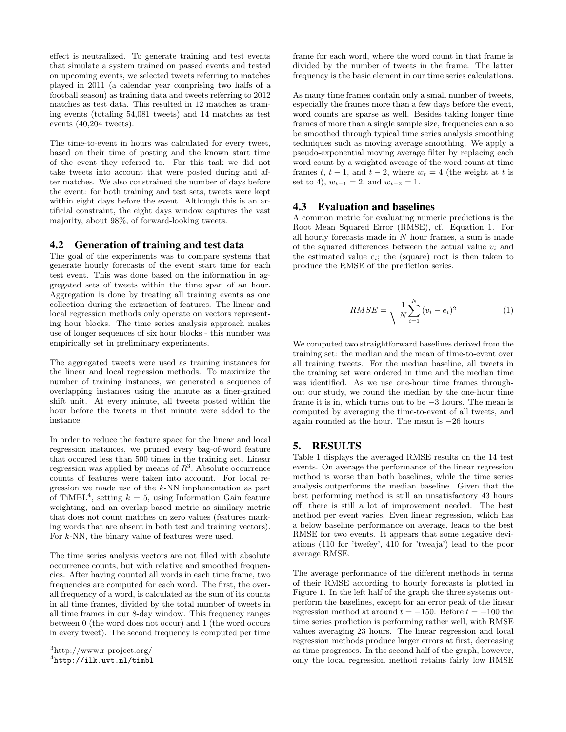effect is neutralized. To generate training and test events that simulate a system trained on passed events and tested on upcoming events, we selected tweets referring to matches played in 2011 (a calendar year comprising two halfs of a football season) as training data and tweets referring to 2012 matches as test data. This resulted in 12 matches as training events (totaling 54,081 tweets) and 14 matches as test events (40,204 tweets).

The time-to-event in hours was calculated for every tweet, based on their time of posting and the known start time of the event they referred to. For this task we did not take tweets into account that were posted during and after matches. We also constrained the number of days before the event: for both training and test sets, tweets were kept within eight days before the event. Although this is an artificial constraint, the eight days window captures the vast majority, about 98%, of forward-looking tweets.

## 4.2 Generation of training and test data

The goal of the experiments was to compare systems that generate hourly forecasts of the event start time for each test event. This was done based on the information in aggregated sets of tweets within the time span of an hour. Aggregation is done by treating all training events as one collection during the extraction of features. The linear and local regression methods only operate on vectors representing hour blocks. The time series analysis approach makes use of longer sequences of six hour blocks - this number was empirically set in preliminary experiments.

The aggregated tweets were used as training instances for the linear and local regression methods. To maximize the number of training instances, we generated a sequence of overlapping instances using the minute as a finer-grained shift unit. At every minute, all tweets posted within the hour before the tweets in that minute were added to the instance.

In order to reduce the feature space for the linear and local regression instances, we pruned every bag-of-word feature that occured less than 500 times in the training set. Linear regression was applied by means of $R$[3]. Absolute occurrence counts of features were taken into account. For local regression we made use of the $k$-NN implementation as part of TiMBL[4], setting $k = 5$, using Information Gain feature weighting, and an overlap-based metric as similary metric that does not count matches on zero values (features marking words that are absent in both test and training vectors). For $k$-NN, the binary value of features were used.

The time series analysis vectors are not filled with absolute occurrence counts, but with relative and smoothed frequencies. After having counted all words in each time frame, two frequencies are computed for each word. The first, the overall frequency of a word, is calculated as the sum of its counts in all time frames, divided by the total number of tweets in all time frames in our 8-day window. This frequency ranges between 0 (the word does not occur) and 1 (the word occurs in every tweet). The second frequency is computed per time frame for each word, where the word count in that frame is divided by the number of tweets in the frame. The latter frequency is the basic element in our time series calculations.

As many time frames contain only a small number of tweets, especially the frames more than a few days before the event, word counts are sparse as well. Besides taking longer time frames of more than a single sample size, frequencies can also be smoothed through typical time series analysis smoothing techniques such as moving average smoothing. We apply a pseudo-exponential moving average filter by replacing each word count by a weighted average of the word count at time frames $t$, $t-1$, and $t-2$, where $w_t = 4$ (the weight at $t$ is set to 4), $w_{t-1} = 2$, and $w_{t-2} = 1$.

## 4.3 Evaluation and baselines

A common metric for evaluating numeric predictions is the Root Mean Squared Error (RMSE), cf. Equation 1. For all hourly forecasts made in $N$ hour frames, a sum is made of the squared differences between the actual value $v_i$ and the estimated value $e_i$; the (square) root is then taken to produce the RMSE of the prediction series.

$$RMSE = \sqrt{\frac{1}{N}\sum_{i=1}^{N}(v_i - e_i)^2} \quad (1)$$

We computed two straightforward baselines derived from the training set: the median and the mean of time-to-event over all training tweets. For the median baseline, all tweets in the training set were ordered in time and the median time was identified. As we use one-hour time frames throughout our study, we round the median by the one-hour time frame it is in, which turns out to be $-3$ hours. The mean is computed by averaging the time-to-event of all tweets, and again rounded at the hour. The mean is $-26$ hours.

# 5. RESULTS

Table 1 displays the averaged RMSE results on the 14 test events. On average the performance of the linear regression method is worse than both baselines, while the time series analysis outperforms the median baseline. Given that the best performing method is still an unsatisfactory 43 hours off, there is still a lot of improvement needed. The best method per event varies. Even linear regression, which has a below baseline performance on average, leads to the best RMSE for two events. It appears that some negative deviations (110 for 'twefey', 410 for 'tweaja') lead to the poor average RMSE.

The average performance of the different methods in terms of their RMSE according to hourly forecasts is plotted in Figure 1. In the left half of the graph the three systems outperform the baselines, except for an error peak of the linear regression method at around $t = -150$. Before $t = -100$ the time series prediction is performing rather well, with RMSE values averaging 23 hours. The linear regression and local regression methods produce larger errors at first, decreasing as time progresses. In the second half of the graph, however, only the local regression method retains fairly low RMSE

[3] http://www.r-project.org/

[4] http://ilk.uvt.nl/timbl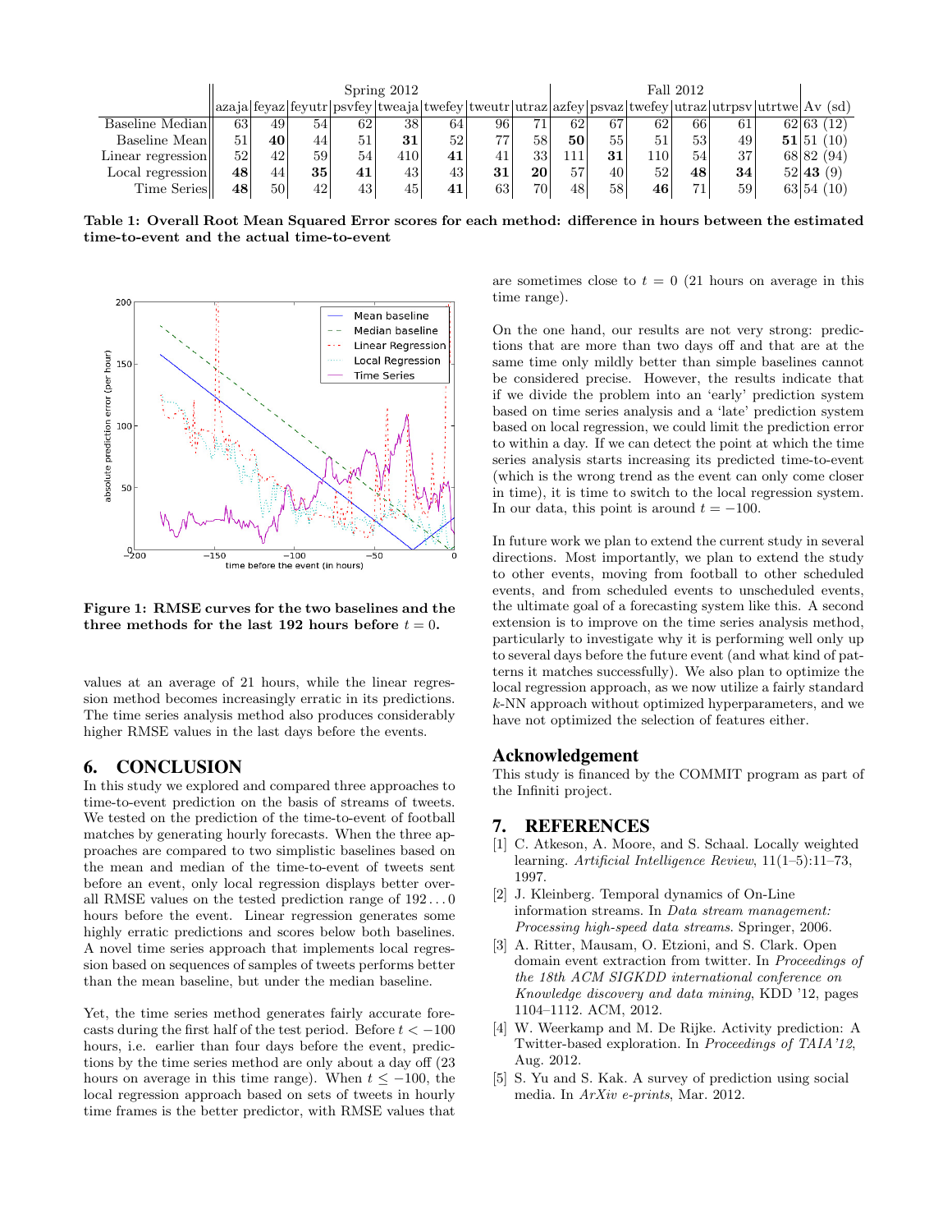| | Spring 2012 | | | | | | | | Fall 2012 | | | | | | |
|---|---|---|---|---|---|---|---|---|---|---|---|---|---|---|---|
| | azaja | feyaz | feyutr | psvfey | tweaja | twefey | tweutr | utraz | azfey | psvaz | twefey | utraz | utrpsv | utrtwe | Av (sd) |
| Baseline Median | 63 | 49 | 54 | 62 | 38 | 64 | 96 | 71 | 62 | 67 | 62 | 66 | 61 | 62 | 63 (12) |
| Baseline Mean | 51 | **40** | 44 | 51 | **31** | 52 | 77 | 58 | **50** | 55 | 51 | 53 | 49 | **51** | 51 (10) |
| Linear regression | 52 | 42 | 59 | 54 | 410 | **41** | 41 | 33 | 111 | **31** | 110 | 54 | 37 | 68 | 82 (94) |
| Local regression | **48** | 44 | **35** | **41** | 43 | 43 | **31** | **20** | 57 | 40 | 52 | **48** | **34** | 52 | **43** (9) |
| Time Series | **48** | 50 | 42 | 43 | 45 | **41** | 63 | 70 | 48 | 58 | **46** | 71 | 59 | 63 | 54 (10) |

**Table 1: Overall Root Mean Squared Error scores for each method: difference in hours between the estimated time-to-event and the actual time-to-event**

Mean baseline
Median baseline
Linear Regression
Local Regression
Time Series
absolute prediction error (per hour)
time before the event (in hours)
200
150
100
50
0
−200
−150
−100
−50
0

**Figure 1: RMSE curves for the two baselines and the three methods for the last 192 hours before $t = 0$.**

values at an average of 21 hours, while the linear regression method becomes increasingly erratic in its predictions. The time series analysis method also produces considerably higher RMSE values in the last days before the events.

## 6. CONCLUSION

In this study we explored and compared three approaches to time-to-event prediction on the basis of streams of tweets. We tested on the prediction of the time-to-event of football matches by generating hourly forecasts. When the three approaches are compared to two simplistic baselines based on the mean and median of the time-to-event of tweets sent before an event, only local regression displays better overall RMSE values on the tested prediction range of $192 \ldots 0$ hours before the event. Linear regression generates some highly erratic predictions and scores below both baselines. A novel time series approach that implements local regression based on sequences of samples of tweets performs better than the mean baseline, but under the median baseline.

Yet, the time series method generates fairly accurate forecasts during the first half of the test period. Before $t < -100$ hours, i.e. earlier than four days before the event, predictions by the time series method are only about a day off (23 hours on average in this time range). When $t \leq -100$, the local regression approach based on sets of tweets in hourly time frames is the better predictor, with RMSE values that are sometimes close to $t = 0$ (21 hours on average in this time range).

On the one hand, our results are not very strong: predictions that are more than two days off and that are at the same time only mildly better than simple baselines cannot be considered precise. However, the results indicate that if we divide the problem into an 'early' prediction system based on time series analysis and a 'late' prediction system based on local regression, we could limit the prediction error to within a day. If we can detect the point at which the time series analysis starts increasing its predicted time-to-event (which is the wrong trend as the event can only come closer in time), it is time to switch to the local regression system. In our data, this point is around $t = -100$.

In future work we plan to extend the current study in several directions. Most importantly, we plan to extend the study to other events, moving from football to other scheduled events, and from scheduled events to unscheduled events, the ultimate goal of a forecasting system like this. A second extension is to improve on the time series analysis method, particularly to investigate why it is performing well only up to several days before the future event (and what kind of patterns it matches successfully). We also plan to optimize the local regression approach, as we now utilize a fairly standard $k$-NN approach without optimized hyperparameters, and we have not optimized the selection of features either.

## Acknowledgement

This study is financed by the COMMIT program as part of the Infiniti project.

## 7. REFERENCES

[1] C. Atkeson, A. Moore, and S. Schaal. Locally weighted learning. *Artificial Intelligence Review*, 11(1–5):11–73, 1997.

[2] J. Kleinberg. Temporal dynamics of On-Line information streams. In *Data stream management: Processing high-speed data streams*. Springer, 2006.

[3] A. Ritter, Mausam, O. Etzioni, and S. Clark. Open domain event extraction from twitter. In *Proceedings of the 18th ACM SIGKDD international conference on Knowledge discovery and data mining*, KDD '12, pages 1104–1112. ACM, 2012.

[4] W. Weerkamp and M. De Rijke. Activity prediction: A Twitter-based exploration. In *Proceedings of TAIA'12*, Aug. 2012.

[5] S. Yu and S. Kak. A survey of prediction using social media. In *ArXiv e-prints*, Mar. 2012.